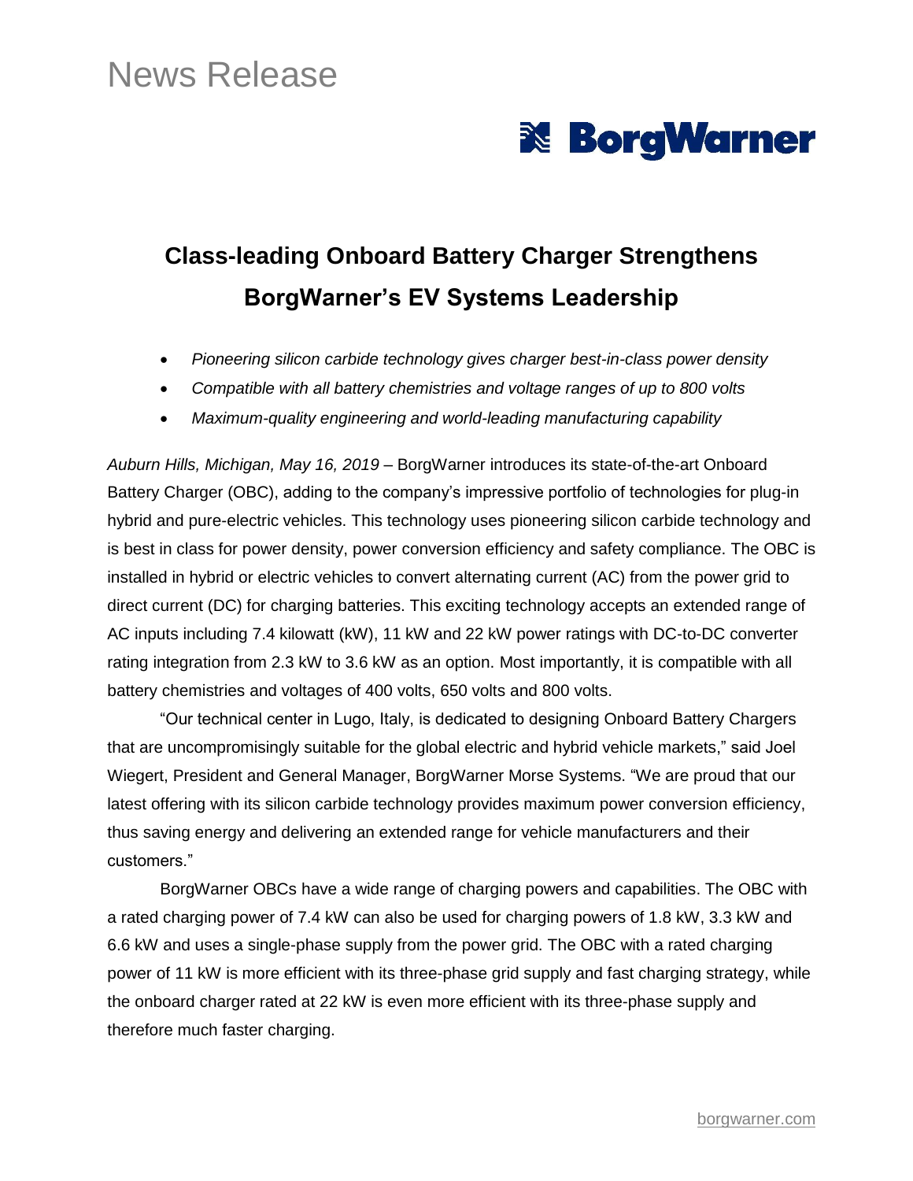# News Release

**BorgWarner**

## Class-leading Onboard Battery Charger Strengthens BorgWarner's EV Systems Leadership

- *Pioneering silicon carbide technology gives charger best-in-class power density*
- *Compatible with all battery chemistries and voltage ranges of up to 800 volts*
- *Maximum-quality engineering and world-leading manufacturing capability*

*Auburn Hills, Michigan, May 16, 2019* – BorgWarner introduces its state-of-the-art Onboard Battery Charger (OBC), adding to the company's impressive portfolio of technologies for plug-in hybrid and pure-electric vehicles. This technology uses pioneering silicon carbide technology and is best in class for power density, power conversion efficiency and safety compliance. The OBC is installed in hybrid or electric vehicles to convert alternating current (AC) from the power grid to direct current (DC) for charging batteries. This exciting technology accepts an extended range of AC inputs including 7.4 kilowatt (kW), 11 kW and 22 kW power ratings with DC-to-DC converter rating integration from 2.3 kW to 3.6 kW as an option. Most importantly, it is compatible with all battery chemistries and voltages of 400 volts, 650 volts and 800 volts.

"Our technical center in Lugo, Italy, is dedicated to designing Onboard Battery Chargers that are uncompromisingly suitable for the global electric and hybrid vehicle markets," said Joel Wiegert, President and General Manager, BorgWarner Morse Systems. "We are proud that our latest offering with its silicon carbide technology provides maximum power conversion efficiency, thus saving energy and delivering an extended range for vehicle manufacturers and their customers."

BorgWarner OBCs have a wide range of charging powers and capabilities. The OBC with a rated charging power of 7.4 kW can also be used for charging powers of 1.8 kW, 3.3 kW and 6.6 kW and uses a single-phase supply from the power grid. The OBC with a rated charging power of 11 kW is more efficient with its three-phase grid supply and fast charging strategy, while the onboard charger rated at 22 kW is even more efficient with its three-phase supply and therefore much faster charging.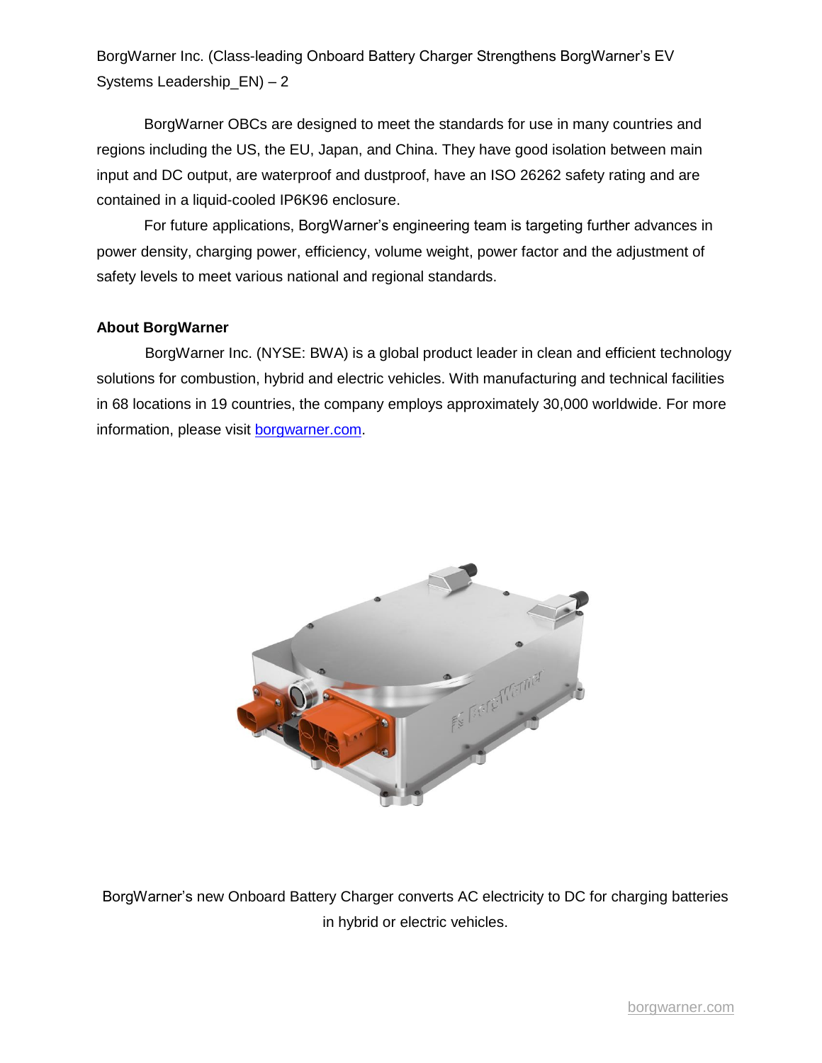BorgWarner OBCs are designed to meet the standards for use in many countries and regions including the US, the EU, Japan, and China. They have good isolation between main input and DC output, are waterproof and dustproof, have an ISO 26262 safety rating and are contained in a liquid-cooled IP6K96 enclosure.

For future applications, BorgWarner's engineering team is targeting further advances in power density, charging power, efficiency, volume weight, power factor and the adjustment of safety levels to meet various national and regional standards.

**About BorgWarner**

BorgWarner Inc. (NYSE: BWA) is a global product leader in clean and efficient technology solutions for combustion, hybrid and electric vehicles. With manufacturing and technical facilities in 68 locations in 19 countries, the company employs approximately 30,000 worldwide. For more information, please visit [borgwarner.com](borgwarner.com).

BorgWarner's new Onboard Battery Charger converts AC electricity to DC for charging batteries in hybrid or electric vehicles.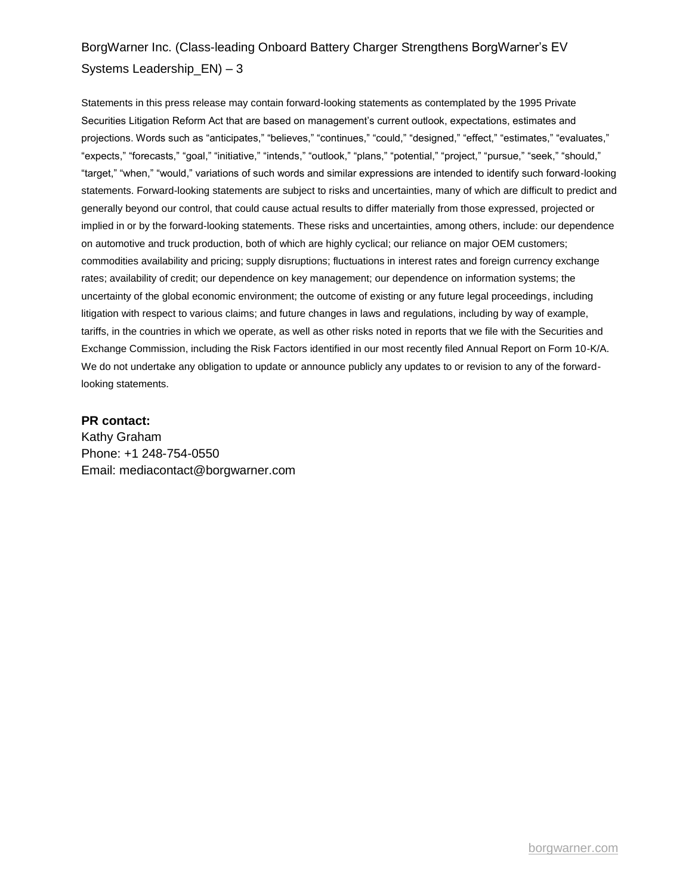Statements in this press release may contain forward-looking statements as contemplated by the 1995 Private Securities Litigation Reform Act that are based on management's current outlook, expectations, estimates and projections. Words such as "anticipates," "believes," "continues," "could," "designed," "effect," "estimates," "evaluates," "expects," "forecasts," "goal," "initiative," "intends," "outlook," "plans," "potential," "project," "pursue," "seek," "should," "target," "when," "would," variations of such words and similar expressions are intended to identify such forward-looking statements. Forward-looking statements are subject to risks and uncertainties, many of which are difficult to predict and generally beyond our control, that could cause actual results to differ materially from those expressed, projected or implied in or by the forward-looking statements. These risks and uncertainties, among others, include: our dependence on automotive and truck production, both of which are highly cyclical; our reliance on major OEM customers; commodities availability and pricing; supply disruptions; fluctuations in interest rates and foreign currency exchange rates; availability of credit; our dependence on key management; our dependence on information systems; the uncertainty of the global economic environment; the outcome of existing or any future legal proceedings, including litigation with respect to various claims; and future changes in laws and regulations, including by way of example, tariffs, in the countries in which we operate, as well as other risks noted in reports that we file with the Securities and Exchange Commission, including the Risk Factors identified in our most recently filed Annual Report on Form 10-K/A. We do not undertake any obligation to update or announce publicly any updates to or revision to any of the forward-looking statements.

**PR contact:**
Kathy Graham
Phone: +1 248-754-0550
Email: mediacontact@borgwarner.com